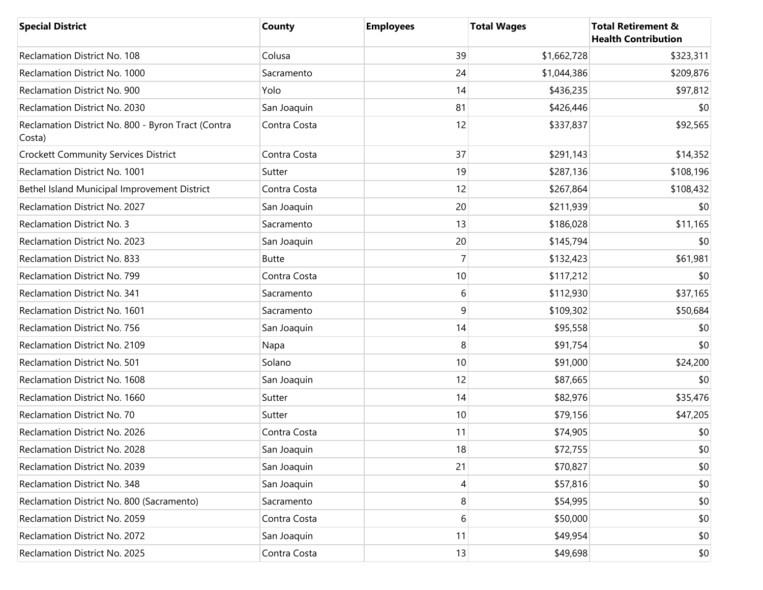| Special District | County | Employees | Total Wages | Total Retirement & Health Contribution |
| --- | --- | --- | --- | --- |
| Reclamation District No. 108 | Colusa | 39 | $1,662,728 | $323,311 |
| Reclamation District No. 1000 | Sacramento | 24 | $1,044,386 | $209,876 |
| Reclamation District No. 900 | Yolo | 14 | $436,235 | $97,812 |
| Reclamation District No. 2030 | San Joaquin | 81 | $426,446 | $0 |
| Reclamation District No. 800 - Byron Tract (Contra Costa) | Contra Costa | 12 | $337,837 | $92,565 |
| Crockett Community Services District | Contra Costa | 37 | $291,143 | $14,352 |
| Reclamation District No. 1001 | Sutter | 19 | $287,136 | $108,196 |
| Bethel Island Municipal Improvement District | Contra Costa | 12 | $267,864 | $108,432 |
| Reclamation District No. 2027 | San Joaquin | 20 | $211,939 | $0 |
| Reclamation District No. 3 | Sacramento | 13 | $186,028 | $11,165 |
| Reclamation District No. 2023 | San Joaquin | 20 | $145,794 | $0 |
| Reclamation District No. 833 | Butte | 7 | $132,423 | $61,981 |
| Reclamation District No. 799 | Contra Costa | 10 | $117,212 | $0 |
| Reclamation District No. 341 | Sacramento | 6 | $112,930 | $37,165 |
| Reclamation District No. 1601 | Sacramento | 9 | $109,302 | $50,684 |
| Reclamation District No. 756 | San Joaquin | 14 | $95,558 | $0 |
| Reclamation District No. 2109 | Napa | 8 | $91,754 | $0 |
| Reclamation District No. 501 | Solano | 10 | $91,000 | $24,200 |
| Reclamation District No. 1608 | San Joaquin | 12 | $87,665 | $0 |
| Reclamation District No. 1660 | Sutter | 14 | $82,976 | $35,476 |
| Reclamation District No. 70 | Sutter | 10 | $79,156 | $47,205 |
| Reclamation District No. 2026 | Contra Costa | 11 | $74,905 | $0 |
| Reclamation District No. 2028 | San Joaquin | 18 | $72,755 | $0 |
| Reclamation District No. 2039 | San Joaquin | 21 | $70,827 | $0 |
| Reclamation District No. 348 | San Joaquin | 4 | $57,816 | $0 |
| Reclamation District No. 800 (Sacramento) | Sacramento | 8 | $54,995 | $0 |
| Reclamation District No. 2059 | Contra Costa | 6 | $50,000 | $0 |
| Reclamation District No. 2072 | San Joaquin | 11 | $49,954 | $0 |
| Reclamation District No. 2025 | Contra Costa | 13 | $49,698 | $0 |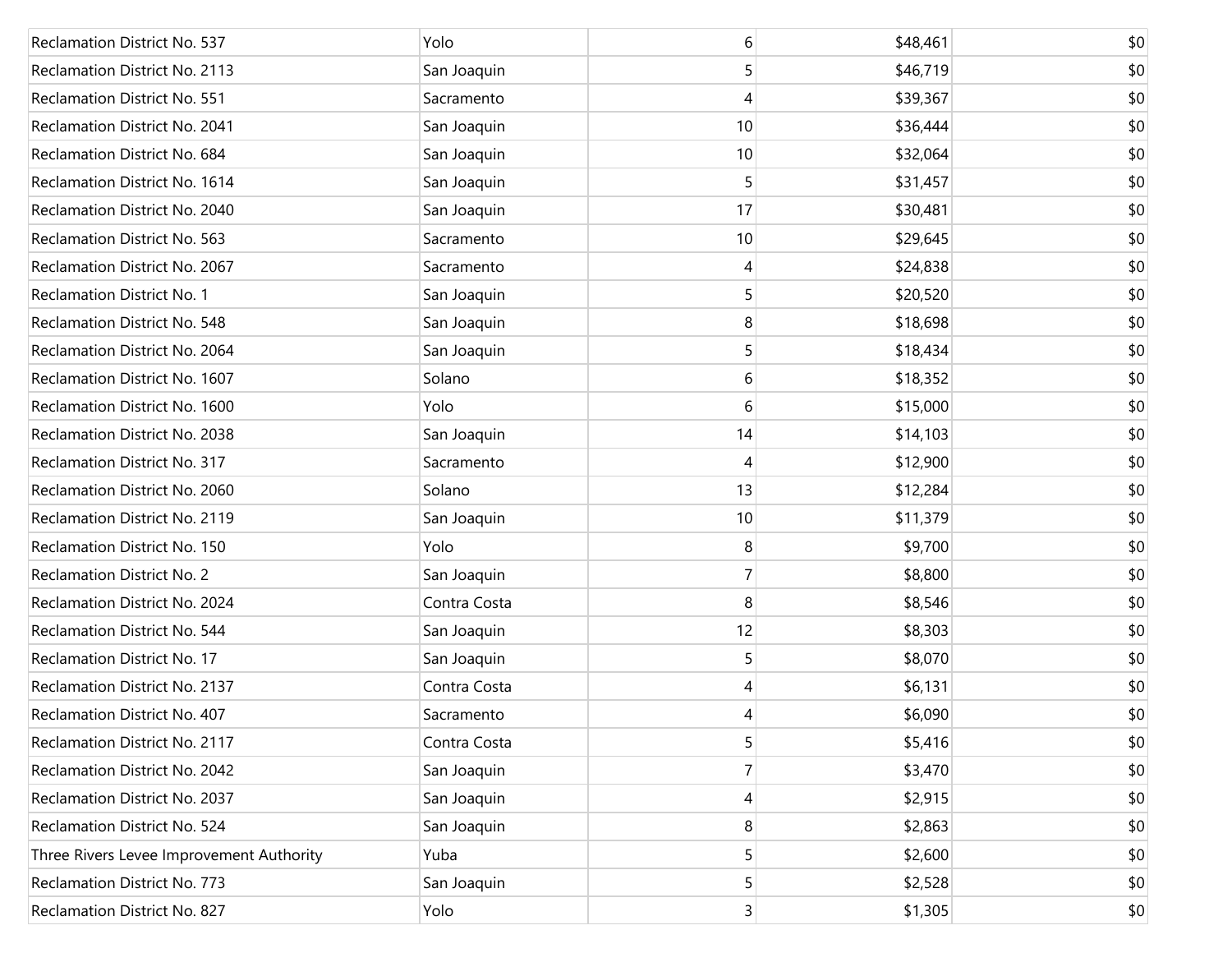| | | | | |
|---|---|---|---|---|
| Reclamation District No. 537 | Yolo | 6 | $48,461 | $0 |
| Reclamation District No. 2113 | San Joaquin | 5 | $46,719 | $0 |
| Reclamation District No. 551 | Sacramento | 4 | $39,367 | $0 |
| Reclamation District No. 2041 | San Joaquin | 10 | $36,444 | $0 |
| Reclamation District No. 684 | San Joaquin | 10 | $32,064 | $0 |
| Reclamation District No. 1614 | San Joaquin | 5 | $31,457 | $0 |
| Reclamation District No. 2040 | San Joaquin | 17 | $30,481 | $0 |
| Reclamation District No. 563 | Sacramento | 10 | $29,645 | $0 |
| Reclamation District No. 2067 | Sacramento | 4 | $24,838 | $0 |
| Reclamation District No. 1 | San Joaquin | 5 | $20,520 | $0 |
| Reclamation District No. 548 | San Joaquin | 8 | $18,698 | $0 |
| Reclamation District No. 2064 | San Joaquin | 5 | $18,434 | $0 |
| Reclamation District No. 1607 | Solano | 6 | $18,352 | $0 |
| Reclamation District No. 1600 | Yolo | 6 | $15,000 | $0 |
| Reclamation District No. 2038 | San Joaquin | 14 | $14,103 | $0 |
| Reclamation District No. 317 | Sacramento | 4 | $12,900 | $0 |
| Reclamation District No. 2060 | Solano | 13 | $12,284 | $0 |
| Reclamation District No. 2119 | San Joaquin | 10 | $11,379 | $0 |
| Reclamation District No. 150 | Yolo | 8 | $9,700 | $0 |
| Reclamation District No. 2 | San Joaquin | 7 | $8,800 | $0 |
| Reclamation District No. 2024 | Contra Costa | 8 | $8,546 | $0 |
| Reclamation District No. 544 | San Joaquin | 12 | $8,303 | $0 |
| Reclamation District No. 17 | San Joaquin | 5 | $8,070 | $0 |
| Reclamation District No. 2137 | Contra Costa | 4 | $6,131 | $0 |
| Reclamation District No. 407 | Sacramento | 4 | $6,090 | $0 |
| Reclamation District No. 2117 | Contra Costa | 5 | $5,416 | $0 |
| Reclamation District No. 2042 | San Joaquin | 7 | $3,470 | $0 |
| Reclamation District No. 2037 | San Joaquin | 4 | $2,915 | $0 |
| Reclamation District No. 524 | San Joaquin | 8 | $2,863 | $0 |
| Three Rivers Levee Improvement Authority | Yuba | 5 | $2,600 | $0 |
| Reclamation District No. 773 | San Joaquin | 5 | $2,528 | $0 |
| Reclamation District No. 827 | Yolo | 3 | $1,305 | $0 |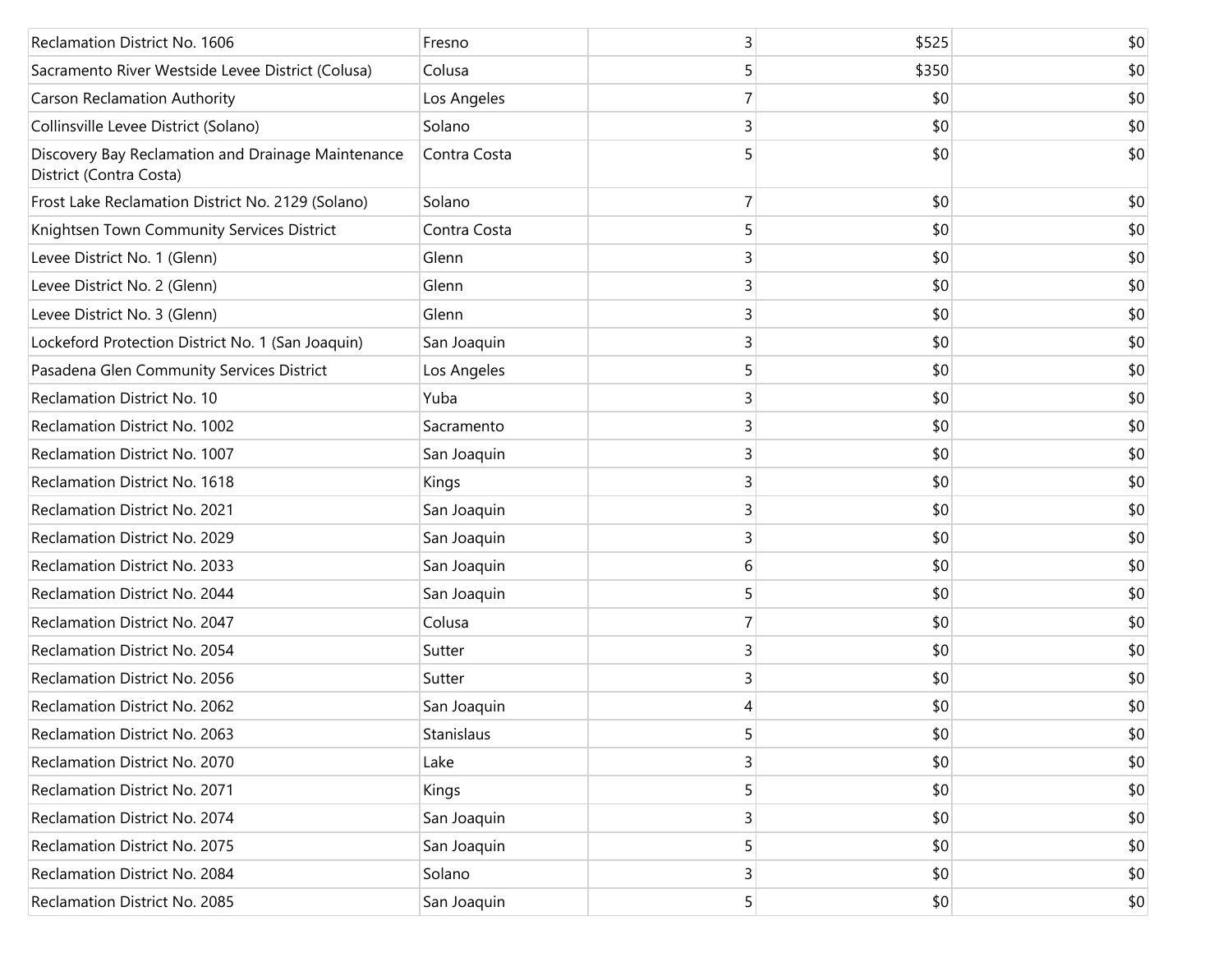| | | | | |
|---|---|---|---|---|
| Reclamation District No. 1606 | Fresno | 3 | $525 | $0 |
| Sacramento River Westside Levee District (Colusa) | Colusa | 5 | $350 | $0 |
| Carson Reclamation Authority | Los Angeles | 7 | $0 | $0 |
| Collinsville Levee District (Solano) | Solano | 3 | $0 | $0 |
| Discovery Bay Reclamation and Drainage Maintenance District (Contra Costa) | Contra Costa | 5 | $0 | $0 |
| Frost Lake Reclamation District No. 2129 (Solano) | Solano | 7 | $0 | $0 |
| Knightsen Town Community Services District | Contra Costa | 5 | $0 | $0 |
| Levee District No. 1 (Glenn) | Glenn | 3 | $0 | $0 |
| Levee District No. 2 (Glenn) | Glenn | 3 | $0 | $0 |
| Levee District No. 3 (Glenn) | Glenn | 3 | $0 | $0 |
| Lockeford Protection District No. 1 (San Joaquin) | San Joaquin | 3 | $0 | $0 |
| Pasadena Glen Community Services District | Los Angeles | 5 | $0 | $0 |
| Reclamation District No. 10 | Yuba | 3 | $0 | $0 |
| Reclamation District No. 1002 | Sacramento | 3 | $0 | $0 |
| Reclamation District No. 1007 | San Joaquin | 3 | $0 | $0 |
| Reclamation District No. 1618 | Kings | 3 | $0 | $0 |
| Reclamation District No. 2021 | San Joaquin | 3 | $0 | $0 |
| Reclamation District No. 2029 | San Joaquin | 3 | $0 | $0 |
| Reclamation District No. 2033 | San Joaquin | 6 | $0 | $0 |
| Reclamation District No. 2044 | San Joaquin | 5 | $0 | $0 |
| Reclamation District No. 2047 | Colusa | 7 | $0 | $0 |
| Reclamation District No. 2054 | Sutter | 3 | $0 | $0 |
| Reclamation District No. 2056 | Sutter | 3 | $0 | $0 |
| Reclamation District No. 2062 | San Joaquin | 4 | $0 | $0 |
| Reclamation District No. 2063 | Stanislaus | 5 | $0 | $0 |
| Reclamation District No. 2070 | Lake | 3 | $0 | $0 |
| Reclamation District No. 2071 | Kings | 5 | $0 | $0 |
| Reclamation District No. 2074 | San Joaquin | 3 | $0 | $0 |
| Reclamation District No. 2075 | San Joaquin | 5 | $0 | $0 |
| Reclamation District No. 2084 | Solano | 3 | $0 | $0 |
| Reclamation District No. 2085 | San Joaquin | 5 | $0 | $0 |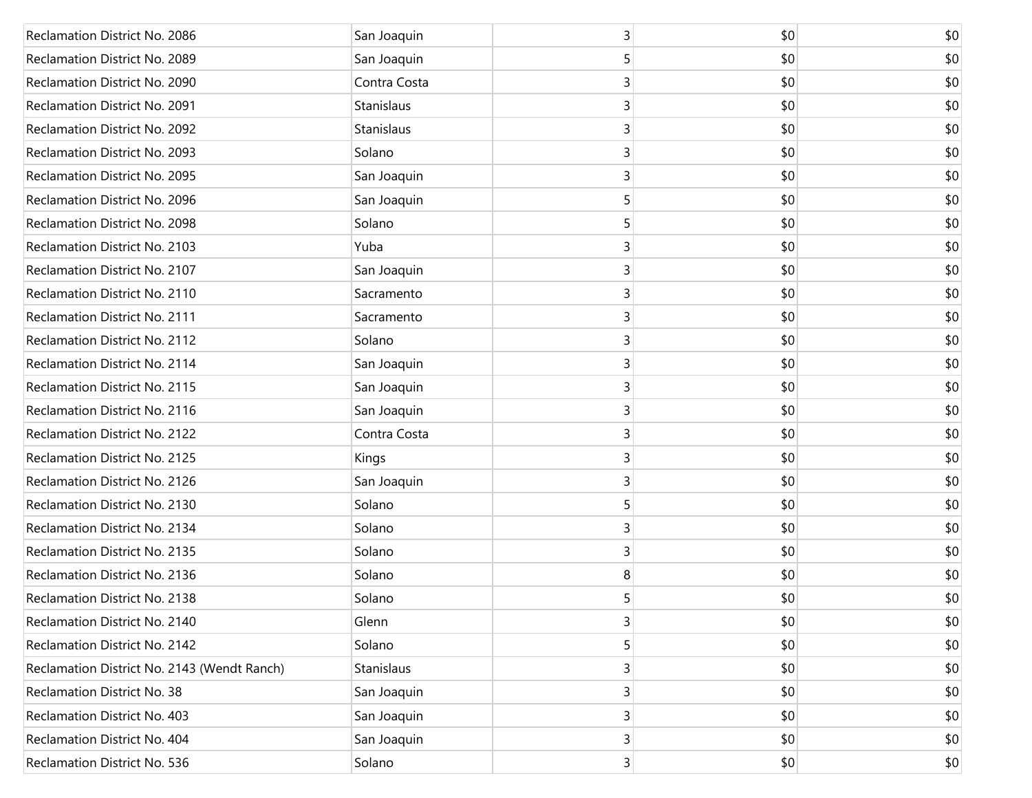| | | | | |
|---|---|---|---|---|
| Reclamation District No. 2086 | San Joaquin | 3 | $0 | $0 |
| Reclamation District No. 2089 | San Joaquin | 5 | $0 | $0 |
| Reclamation District No. 2090 | Contra Costa | 3 | $0 | $0 |
| Reclamation District No. 2091 | Stanislaus | 3 | $0 | $0 |
| Reclamation District No. 2092 | Stanislaus | 3 | $0 | $0 |
| Reclamation District No. 2093 | Solano | 3 | $0 | $0 |
| Reclamation District No. 2095 | San Joaquin | 3 | $0 | $0 |
| Reclamation District No. 2096 | San Joaquin | 5 | $0 | $0 |
| Reclamation District No. 2098 | Solano | 5 | $0 | $0 |
| Reclamation District No. 2103 | Yuba | 3 | $0 | $0 |
| Reclamation District No. 2107 | San Joaquin | 3 | $0 | $0 |
| Reclamation District No. 2110 | Sacramento | 3 | $0 | $0 |
| Reclamation District No. 2111 | Sacramento | 3 | $0 | $0 |
| Reclamation District No. 2112 | Solano | 3 | $0 | $0 |
| Reclamation District No. 2114 | San Joaquin | 3 | $0 | $0 |
| Reclamation District No. 2115 | San Joaquin | 3 | $0 | $0 |
| Reclamation District No. 2116 | San Joaquin | 3 | $0 | $0 |
| Reclamation District No. 2122 | Contra Costa | 3 | $0 | $0 |
| Reclamation District No. 2125 | Kings | 3 | $0 | $0 |
| Reclamation District No. 2126 | San Joaquin | 3 | $0 | $0 |
| Reclamation District No. 2130 | Solano | 5 | $0 | $0 |
| Reclamation District No. 2134 | Solano | 3 | $0 | $0 |
| Reclamation District No. 2135 | Solano | 3 | $0 | $0 |
| Reclamation District No. 2136 | Solano | 8 | $0 | $0 |
| Reclamation District No. 2138 | Solano | 5 | $0 | $0 |
| Reclamation District No. 2140 | Glenn | 3 | $0 | $0 |
| Reclamation District No. 2142 | Solano | 5 | $0 | $0 |
| Reclamation District No. 2143 (Wendt Ranch) | Stanislaus | 3 | $0 | $0 |
| Reclamation District No. 38 | San Joaquin | 3 | $0 | $0 |
| Reclamation District No. 403 | San Joaquin | 3 | $0 | $0 |
| Reclamation District No. 404 | San Joaquin | 3 | $0 | $0 |
| Reclamation District No. 536 | Solano | 3 | $0 | $0 |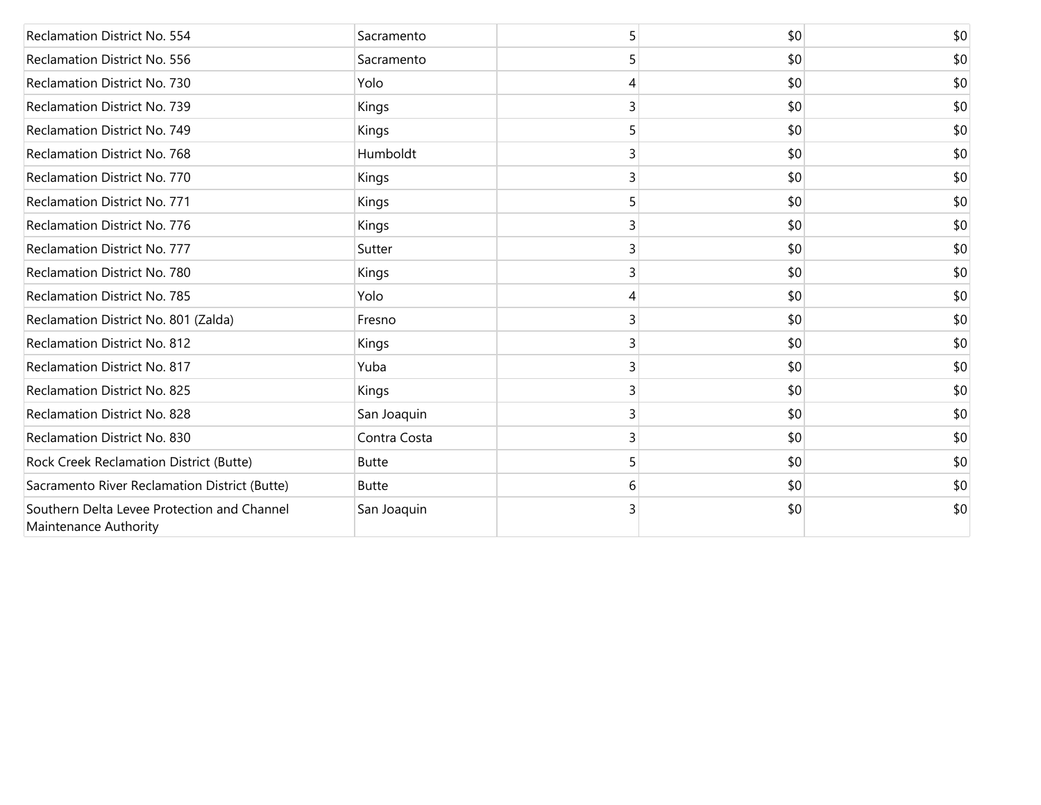| | | | | |
|---|---|---|---|---|
| Reclamation District No. 554 | Sacramento | 5 | $0 | $0 |
| Reclamation District No. 556 | Sacramento | 5 | $0 | $0 |
| Reclamation District No. 730 | Yolo | 4 | $0 | $0 |
| Reclamation District No. 739 | Kings | 3 | $0 | $0 |
| Reclamation District No. 749 | Kings | 5 | $0 | $0 |
| Reclamation District No. 768 | Humboldt | 3 | $0 | $0 |
| Reclamation District No. 770 | Kings | 3 | $0 | $0 |
| Reclamation District No. 771 | Kings | 5 | $0 | $0 |
| Reclamation District No. 776 | Kings | 3 | $0 | $0 |
| Reclamation District No. 777 | Sutter | 3 | $0 | $0 |
| Reclamation District No. 780 | Kings | 3 | $0 | $0 |
| Reclamation District No. 785 | Yolo | 4 | $0 | $0 |
| Reclamation District No. 801 (Zalda) | Fresno | 3 | $0 | $0 |
| Reclamation District No. 812 | Kings | 3 | $0 | $0 |
| Reclamation District No. 817 | Yuba | 3 | $0 | $0 |
| Reclamation District No. 825 | Kings | 3 | $0 | $0 |
| Reclamation District No. 828 | San Joaquin | 3 | $0 | $0 |
| Reclamation District No. 830 | Contra Costa | 3 | $0 | $0 |
| Rock Creek Reclamation District (Butte) | Butte | 5 | $0 | $0 |
| Sacramento River Reclamation District (Butte) | Butte | 6 | $0 | $0 |
| Southern Delta Levee Protection and Channel Maintenance Authority | San Joaquin | 3 | $0 | $0 |